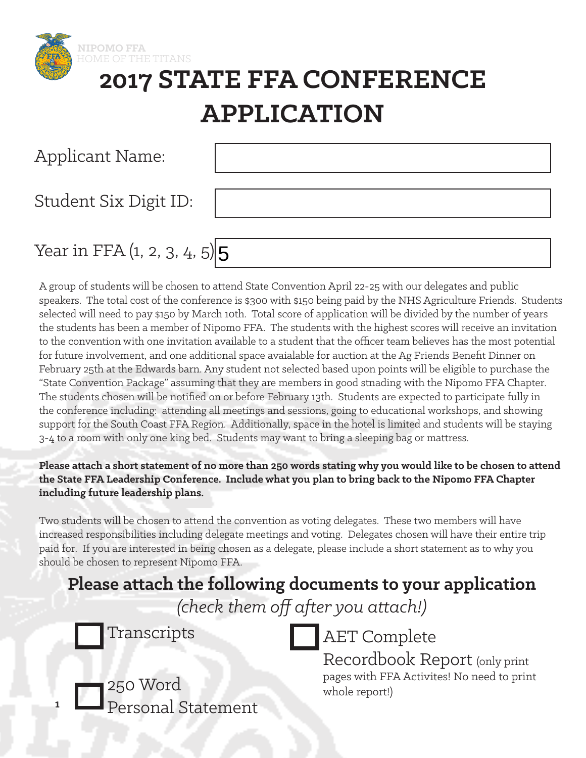NIPOMO FFA
HOME OF THE TITANS

# 2017 STATE FFA CONFERENCE APPLICATION

Applicant Name:

Student Six Digit ID:

Year in FFA (1, 2, 3, 4, 5) 5

A group of students will be chosen to attend State Convention April 22-25 with our delegates and public speakers. The total cost of the conference is $300 with $150 being paid by the NHS Agriculture Friends. Students selected will need to pay $150 by March 10th. Total score of application will be divided by the number of years the students has been a member of Nipomo FFA. The students with the highest scores will receive an invitation to the convention with one invitation available to a student that the officer team believes has the most potential for future involvement, and one additional space avaialable for auction at the Ag Friends Benefit Dinner on February 25th at the Edwards barn. Any student not selected based upon points will be eligible to purchase the "State Convention Package" assuming that they are members in good stnading with the Nipomo FFA Chapter. The students chosen will be notified on or before February 13th. Students are expected to participate fully in the conference including: attending all meetings and sessions, going to educational workshops, and showing support for the South Coast FFA Region. Additionally, space in the hotel is limited and students will be staying 3-4 to a room with only one king bed. Students may want to bring a sleeping bag or mattress.

**Please attach a short statement of no more than 250 words stating why you would like to be chosen to attend the State FFA Leadership Conference. Include what you plan to bring back to the Nipomo FFA Chapter including future leadership plans.**

Two students will be chosen to attend the convention as voting delegates. These two members will have increased responsibilities including delegate meetings and voting. Delegates chosen will have their entire trip paid for. If you are interested in being chosen as a delegate, please include a short statement as to why you should be chosen to represent Nipomo FFA.

## Please attach the following documents to your application

*(check them off after you attach!)*

- ☐ Transcripts
- ☐ 250 Word Personal Statement
- ☐ AET Complete Recordbook Report (only print pages with FFA Activites! No need to print whole report!)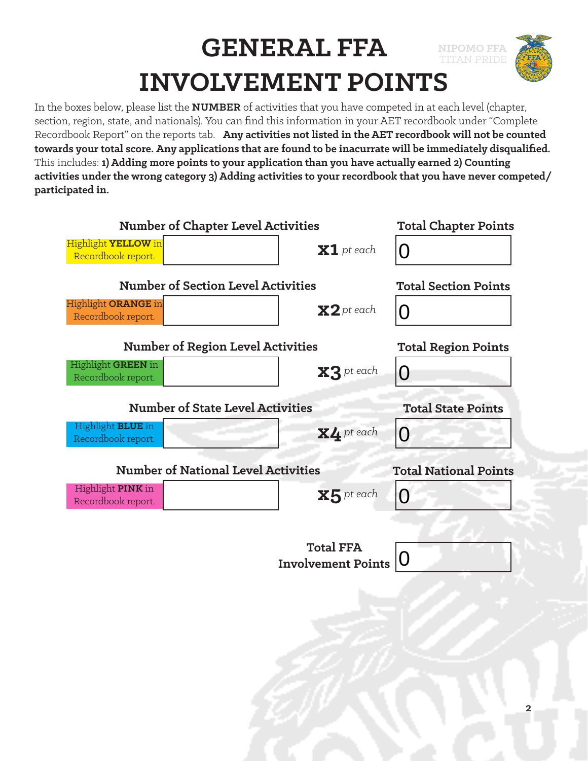# GENERAL FFA INVOLVEMENT POINTS

NIPOMO FFA
TITAN PRIDE

In the boxes below, please list the **NUMBER** of activities that you have competed in at each level (chapter, section, region, state, and nationals). You can find this information in your AET recordbook under "Complete Recordbook Report" on the reports tab. **Any activities not listed in the AET recordbook will not be counted towards your total score. Any applications that are found to be inacurrate will be immediately disqualified.** This includes: **1) Adding more points to your application than you have actually earned 2) Counting activities under the wrong category 3) Adding activities to your recordbook that you have never competed/ participated in.**

| Number of Activities | | Multiplier | Total Points |
|---|---|---|---|
| **Number of Chapter Level Activities** — Highlight **YELLOW** in Recordbook report. | | **x1** *pt each* | **Total Chapter Points**: 0 |
| **Number of Section Level Activities** — Highlight **ORANGE** in Recordbook report. | | **x2** *pt each* | **Total Section Points**: 0 |
| **Number of Region Level Activities** — Highlight **GREEN** in Recordbook report. | | **x3** *pt each* | **Total Region Points**: 0 |
| **Number of State Level Activities** — Highlight **BLUE** in Recordbook report. | | **x4** *pt each* | **Total State Points**: 0 |
| **Number of National Level Activities** — Highlight **PINK** in Recordbook report. | | **x5** *pt each* | **Total National Points**: 0 |

**Total FFA Involvement Points**: 0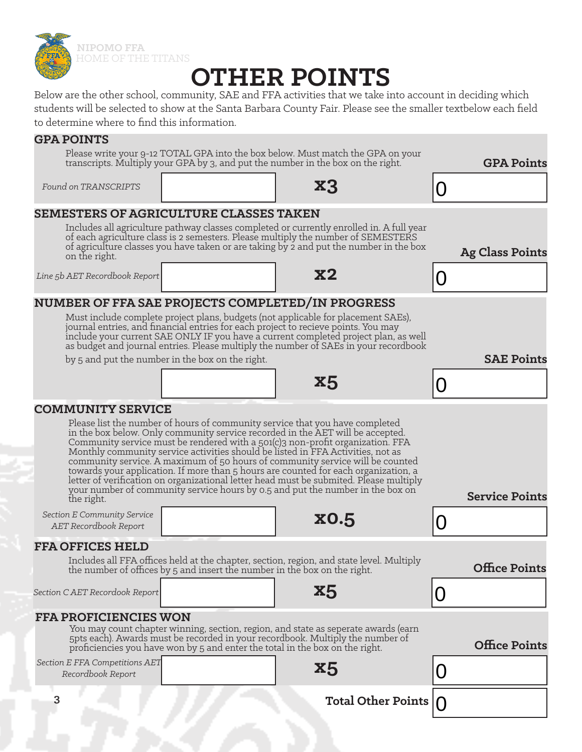NIPOMO FFA
HOME OF THE TITANS

# OTHER POINTS

Below are the other school, community, SAE and FFA activities that we take into account in deciding which students will be selected to show at the Santa Barbara County Fair. Please see the smaller textbelow each field to determine where to find this information.

## GPA POINTS

Please write your 9-12 TOTAL GPA into the box below. Must match the GPA on your transcripts. Multiply your GPA by 3, and put the number in the box on the right.

| Source | Value | Multiplier | GPA Points |
|---|---|---|---|
| *Found on TRANSCRIPTS* | | **x3** | 0 |

## SEMESTERS OF AGRICULTURE CLASSES TAKEN

Includes all agriculture pathway classes completed or currently enrolled in. A full year of each agriculture class is 2 semesters. Please multiply the number of SEMESTERS of agriculture classes you have taken or are taking by 2 and put the number in the box on the right.

| Source | Value | Multiplier | Ag Class Points |
|---|---|---|---|
| *Line 5b AET Recordbook Report* | | **x2** | 0 |

## NUMBER OF FFA SAE PROJECTS COMPLETED/IN PROGRESS

Must include complete project plans, budgets (not applicable for placement SAEs), journal entries, and financial entries for each project to recieve points. You may include your current SAE ONLY IF you have a current completed project plan, as well as budget and journal entries. Please multiply the number of SAEs in your recordbook by 5 and put the number in the box on the right.

| Source | Value | Multiplier | SAE Points |
|---|---|---|---|
| | | **x5** | 0 |

## COMMUNITY SERVICE

Please list the number of hours of community service that you have completed in the box below. Only community service recorded in the AET will be accepted. Community service must be rendered with a 501(c)3 non-profit organization. FFA Monthly community service activities should be listed in FFA Activities, not as community service. A maximum of 50 hours of community service will be counted towards your application. If more than 5 hours are counted for each organization, a letter of verification on organizational letter head must be submited. Please multiply your number of community service hours by 0.5 and put the number in the box on the right.

| Source | Value | Multiplier | Service Points |
|---|---|---|---|
| *Section E Community Service AET Recordbook Report* | | **x0.5** | 0 |

## FFA OFFICES HELD

Includes all FFA offices held at the chapter, section, region, and state level. Multiply the number of offices by 5 and insert the number in the box on the right.

| Source | Value | Multiplier | Office Points |
|---|---|---|---|
| *Section C AET Recordook Report* | | **x5** | 0 |

## FFA PROFICIENCIES WON

You may count chapter winning, section, region, and state as seperate awards (earn 5pts each). Awards must be recorded in your recordbook. Multiply the number of proficiencies you have won by 5 and enter the total in the box on the right.

| Source | Value | Multiplier | Office Points |
|---|---|---|---|
| *Section E FFA Competitions AET Recordbook Report* | | **x5** | 0 |

**Total Other Points** 0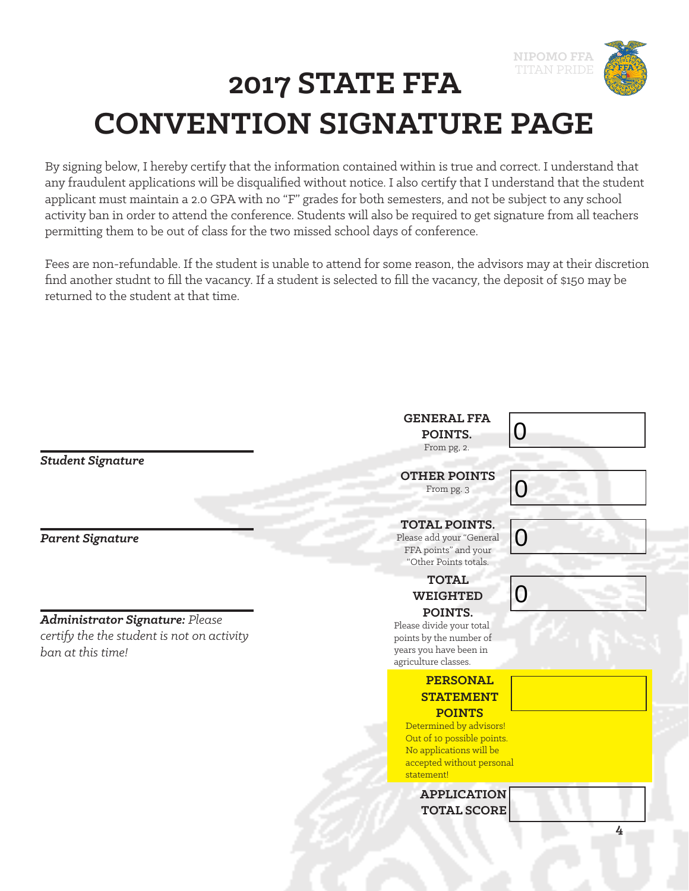NIPOMO FFA
TITAN PRIDE

# 2017 STATE FFA CONVENTION SIGNATURE PAGE

By signing below, I hereby certify that the information contained within is true and correct. I understand that any fraudulent applications will be disqualified without notice. I also certify that I understand that the student applicant must maintain a 2.0 GPA with no "F" grades for both semesters, and not be subject to any school activity ban in order to attend the conference. Students will also be required to get signature from all teachers permitting them to be out of class for the two missed school days of conference.

Fees are non-refundable. If the student is unable to attend for some reason, the advisors may at their discretion find another studnt to fill the vacancy. If a student is selected to fill the vacancy, the deposit of $150 may be returned to the student at that time.

______________________________

***Student Signature***

______________________________

***Parent Signature***

______________________________

***Administrator Signature:*** *Please certify the the student is not on activity ban at this time!*

| | |
|---|---|
| **GENERAL FFA POINTS.** From pg. 2. | 0 |
| **OTHER POINTS** From pg. 3 | 0 |
| **TOTAL POINTS.** Please add your "General FFA points" and your "Other Points totals. | 0 |
| **TOTAL WEIGHTED POINTS.** Please divide your total points by the number of years you have been in agriculture classes. | 0 |
| **PERSONAL STATEMENT POINTS** Determined by advisors! Out of 10 possible points. No applications will be accepted without personal statement! | |
| **APPLICATION TOTAL SCORE** | |